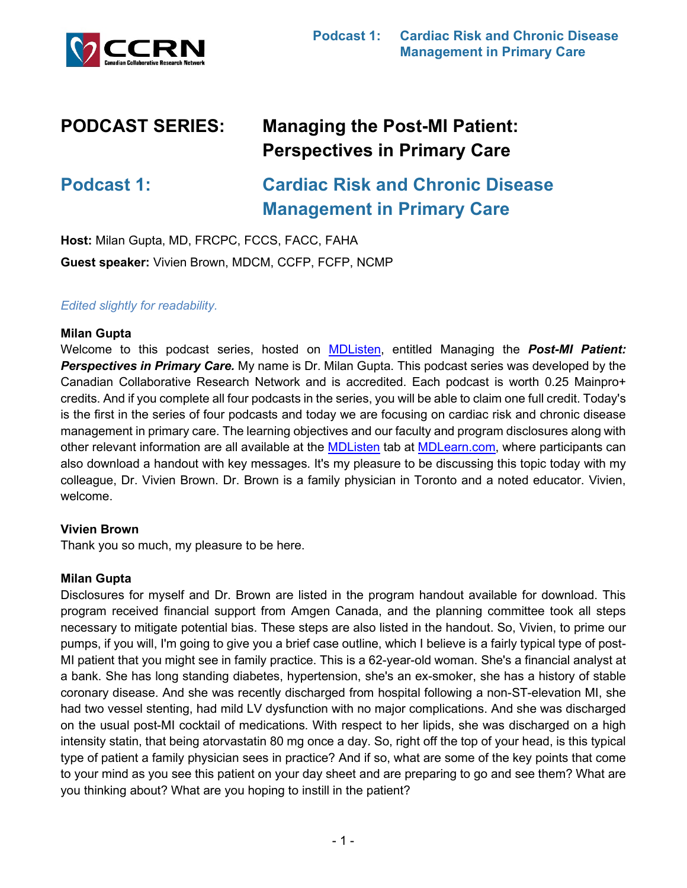# PODCAST SERIES: Managing the Post-MI Patient: Perspectives in Primary Care

## Podcast 1: Cardiac Risk and Chronic Disease Management in Primary Care

**Host:** Milan Gupta, MD, FRCPC, FCCS, FACC, FAHA

**Guest speaker:** Vivien Brown, MDCM, CCFP, FCFP, NCMP

*Edited slightly for readability.*

**Milan Gupta**
Welcome to this podcast series, hosted on MDListen, entitled Managing the ***Post-MI Patient: Perspectives in Primary Care.*** My name is Dr. Milan Gupta. This podcast series was developed by the Canadian Collaborative Research Network and is accredited. Each podcast is worth 0.25 Mainpro+ credits. And if you complete all four podcasts in the series, you will be able to claim one full credit. Today's is the first in the series of four podcasts and today we are focusing on cardiac risk and chronic disease management in primary care. The learning objectives and our faculty and program disclosures along with other relevant information are all available at the MDListen tab at MDLearn.com, where participants can also download a handout with key messages. It's my pleasure to be discussing this topic today with my colleague, Dr. Vivien Brown. Dr. Brown is a family physician in Toronto and a noted educator. Vivien, welcome.

**Vivien Brown**
Thank you so much, my pleasure to be here.

**Milan Gupta**
Disclosures for myself and Dr. Brown are listed in the program handout available for download. This program received financial support from Amgen Canada, and the planning committee took all steps necessary to mitigate potential bias. These steps are also listed in the handout. So, Vivien, to prime our pumps, if you will, I'm going to give you a brief case outline, which I believe is a fairly typical type of post-MI patient that you might see in family practice. This is a 62-year-old woman. She's a financial analyst at a bank. She has long standing diabetes, hypertension, she's an ex-smoker, she has a history of stable coronary disease. And she was recently discharged from hospital following a non-ST-elevation MI, she had two vessel stenting, had mild LV dysfunction with no major complications. And she was discharged on the usual post-MI cocktail of medications. With respect to her lipids, she was discharged on a high intensity statin, that being atorvastatin 80 mg once a day. So, right off the top of your head, is this typical type of patient a family physician sees in practice? And if so, what are some of the key points that come to your mind as you see this patient on your day sheet and are preparing to go and see them? What are you thinking about? What are you hoping to instill in the patient?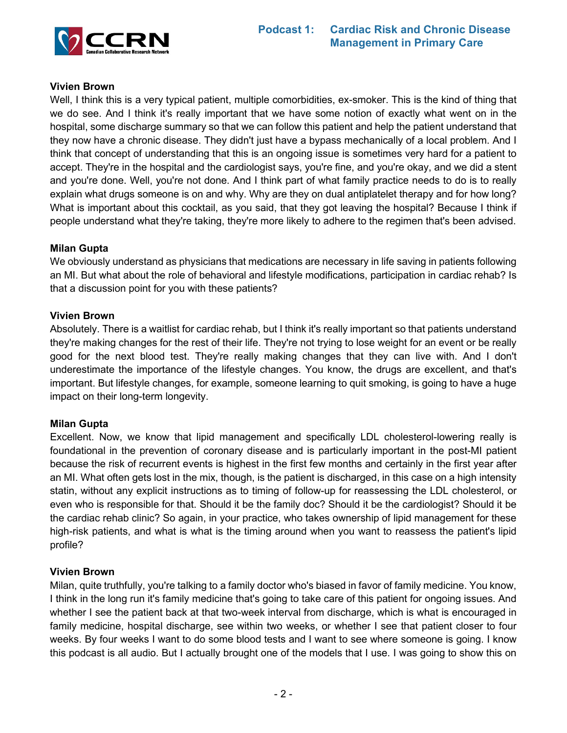**Vivien Brown**
Well, I think this is a very typical patient, multiple comorbidities, ex-smoker. This is the kind of thing that we do see. And I think it's really important that we have some notion of exactly what went on in the hospital, some discharge summary so that we can follow this patient and help the patient understand that they now have a chronic disease. They didn't just have a bypass mechanically of a local problem. And I think that concept of understanding that this is an ongoing issue is sometimes very hard for a patient to accept. They're in the hospital and the cardiologist says, you're fine, and you're okay, and we did a stent and you're done. Well, you're not done. And I think part of what family practice needs to do is to really explain what drugs someone is on and why. Why are they on dual antiplatelet therapy and for how long? What is important about this cocktail, as you said, that they got leaving the hospital? Because I think if people understand what they're taking, they're more likely to adhere to the regimen that's been advised.

**Milan Gupta**
We obviously understand as physicians that medications are necessary in life saving in patients following an MI. But what about the role of behavioral and lifestyle modifications, participation in cardiac rehab? Is that a discussion point for you with these patients?

**Vivien Brown**
Absolutely. There is a waitlist for cardiac rehab, but I think it's really important so that patients understand they're making changes for the rest of their life. They're not trying to lose weight for an event or be really good for the next blood test. They're really making changes that they can live with. And I don't underestimate the importance of the lifestyle changes. You know, the drugs are excellent, and that's important. But lifestyle changes, for example, someone learning to quit smoking, is going to have a huge impact on their long-term longevity.

**Milan Gupta**
Excellent. Now, we know that lipid management and specifically LDL cholesterol-lowering really is foundational in the prevention of coronary disease and is particularly important in the post-MI patient because the risk of recurrent events is highest in the first few months and certainly in the first year after an MI. What often gets lost in the mix, though, is the patient is discharged, in this case on a high intensity statin, without any explicit instructions as to timing of follow-up for reassessing the LDL cholesterol, or even who is responsible for that. Should it be the family doc? Should it be the cardiologist? Should it be the cardiac rehab clinic? So again, in your practice, who takes ownership of lipid management for these high-risk patients, and what is what is the timing around when you want to reassess the patient's lipid profile?

**Vivien Brown**
Milan, quite truthfully, you're talking to a family doctor who's biased in favor of family medicine. You know, I think in the long run it's family medicine that's going to take care of this patient for ongoing issues. And whether I see the patient back at that two-week interval from discharge, which is what is encouraged in family medicine, hospital discharge, see within two weeks, or whether I see that patient closer to four weeks. By four weeks I want to do some blood tests and I want to see where someone is going. I know this podcast is all audio. But I actually brought one of the models that I use. I was going to show this on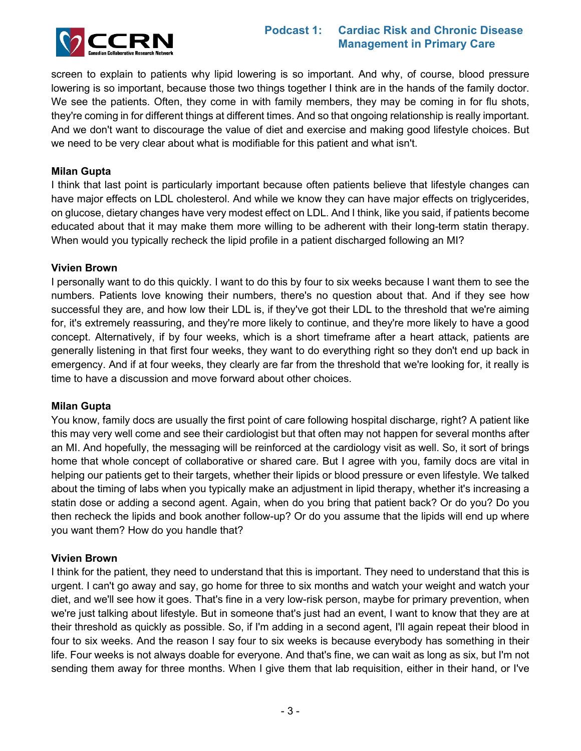screen to explain to patients why lipid lowering is so important. And why, of course, blood pressure lowering is so important, because those two things together I think are in the hands of the family doctor. We see the patients. Often, they come in with family members, they may be coming in for flu shots, they're coming in for different things at different times. And so that ongoing relationship is really important. And we don't want to discourage the value of diet and exercise and making good lifestyle choices. But we need to be very clear about what is modifiable for this patient and what isn't.

**Milan Gupta**
I think that last point is particularly important because often patients believe that lifestyle changes can have major effects on LDL cholesterol. And while we know they can have major effects on triglycerides, on glucose, dietary changes have very modest effect on LDL. And I think, like you said, if patients become educated about that it may make them more willing to be adherent with their long-term statin therapy. When would you typically recheck the lipid profile in a patient discharged following an MI?

**Vivien Brown**
I personally want to do this quickly. I want to do this by four to six weeks because I want them to see the numbers. Patients love knowing their numbers, there's no question about that. And if they see how successful they are, and how low their LDL is, if they've got their LDL to the threshold that we're aiming for, it's extremely reassuring, and they're more likely to continue, and they're more likely to have a good concept. Alternatively, if by four weeks, which is a short timeframe after a heart attack, patients are generally listening in that first four weeks, they want to do everything right so they don't end up back in emergency. And if at four weeks, they clearly are far from the threshold that we're looking for, it really is time to have a discussion and move forward about other choices.

**Milan Gupta**
You know, family docs are usually the first point of care following hospital discharge, right? A patient like this may very well come and see their cardiologist but that often may not happen for several months after an MI. And hopefully, the messaging will be reinforced at the cardiology visit as well. So, it sort of brings home that whole concept of collaborative or shared care. But I agree with you, family docs are vital in helping our patients get to their targets, whether their lipids or blood pressure or even lifestyle. We talked about the timing of labs when you typically make an adjustment in lipid therapy, whether it's increasing a statin dose or adding a second agent. Again, when do you bring that patient back? Or do you? Do you then recheck the lipids and book another follow-up? Or do you assume that the lipids will end up where you want them? How do you handle that?

**Vivien Brown**
I think for the patient, they need to understand that this is important. They need to understand that this is urgent. I can't go away and say, go home for three to six months and watch your weight and watch your diet, and we'll see how it goes. That's fine in a very low-risk person, maybe for primary prevention, when we're just talking about lifestyle. But in someone that's just had an event, I want to know that they are at their threshold as quickly as possible. So, if I'm adding in a second agent, I'll again repeat their blood in four to six weeks. And the reason I say four to six weeks is because everybody has something in their life. Four weeks is not always doable for everyone. And that's fine, we can wait as long as six, but I'm not sending them away for three months. When I give them that lab requisition, either in their hand, or I've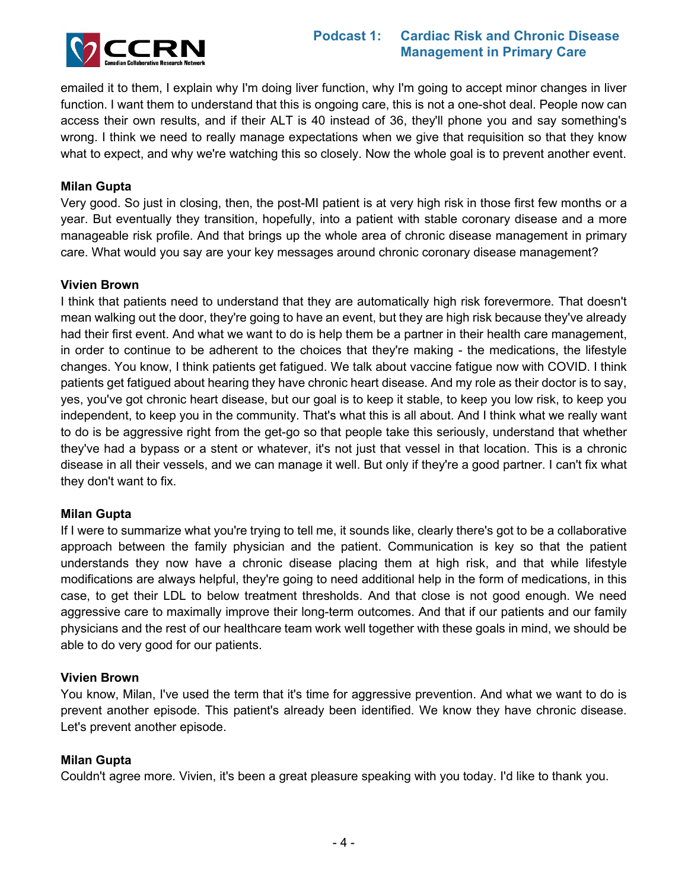emailed it to them, I explain why I'm doing liver function, why I'm going to accept minor changes in liver function. I want them to understand that this is ongoing care, this is not a one-shot deal. People now can access their own results, and if their ALT is 40 instead of 36, they'll phone you and say something's wrong. I think we need to really manage expectations when we give that requisition so that they know what to expect, and why we're watching this so closely. Now the whole goal is to prevent another event.

**Milan Gupta**
Very good. So just in closing, then, the post-MI patient is at very high risk in those first few months or a year. But eventually they transition, hopefully, into a patient with stable coronary disease and a more manageable risk profile. And that brings up the whole area of chronic disease management in primary care. What would you say are your key messages around chronic coronary disease management?

**Vivien Brown**
I think that patients need to understand that they are automatically high risk forevermore. That doesn't mean walking out the door, they're going to have an event, but they are high risk because they've already had their first event. And what we want to do is help them be a partner in their health care management, in order to continue to be adherent to the choices that they're making - the medications, the lifestyle changes. You know, I think patients get fatigued. We talk about vaccine fatigue now with COVID. I think patients get fatigued about hearing they have chronic heart disease. And my role as their doctor is to say, yes, you've got chronic heart disease, but our goal is to keep it stable, to keep you low risk, to keep you independent, to keep you in the community. That's what this is all about. And I think what we really want to do is be aggressive right from the get-go so that people take this seriously, understand that whether they've had a bypass or a stent or whatever, it's not just that vessel in that location. This is a chronic disease in all their vessels, and we can manage it well. But only if they're a good partner. I can't fix what they don't want to fix.

**Milan Gupta**
If I were to summarize what you're trying to tell me, it sounds like, clearly there's got to be a collaborative approach between the family physician and the patient. Communication is key so that the patient understands they now have a chronic disease placing them at high risk, and that while lifestyle modifications are always helpful, they're going to need additional help in the form of medications, in this case, to get their LDL to below treatment thresholds. And that close is not good enough. We need aggressive care to maximally improve their long-term outcomes. And that if our patients and our family physicians and the rest of our healthcare team work well together with these goals in mind, we should be able to do very good for our patients.

**Vivien Brown**
You know, Milan, I've used the term that it's time for aggressive prevention. And what we want to do is prevent another episode. This patient's already been identified. We know they have chronic disease. Let's prevent another episode.

**Milan Gupta**
Couldn't agree more. Vivien, it's been a great pleasure speaking with you today. I'd like to thank you.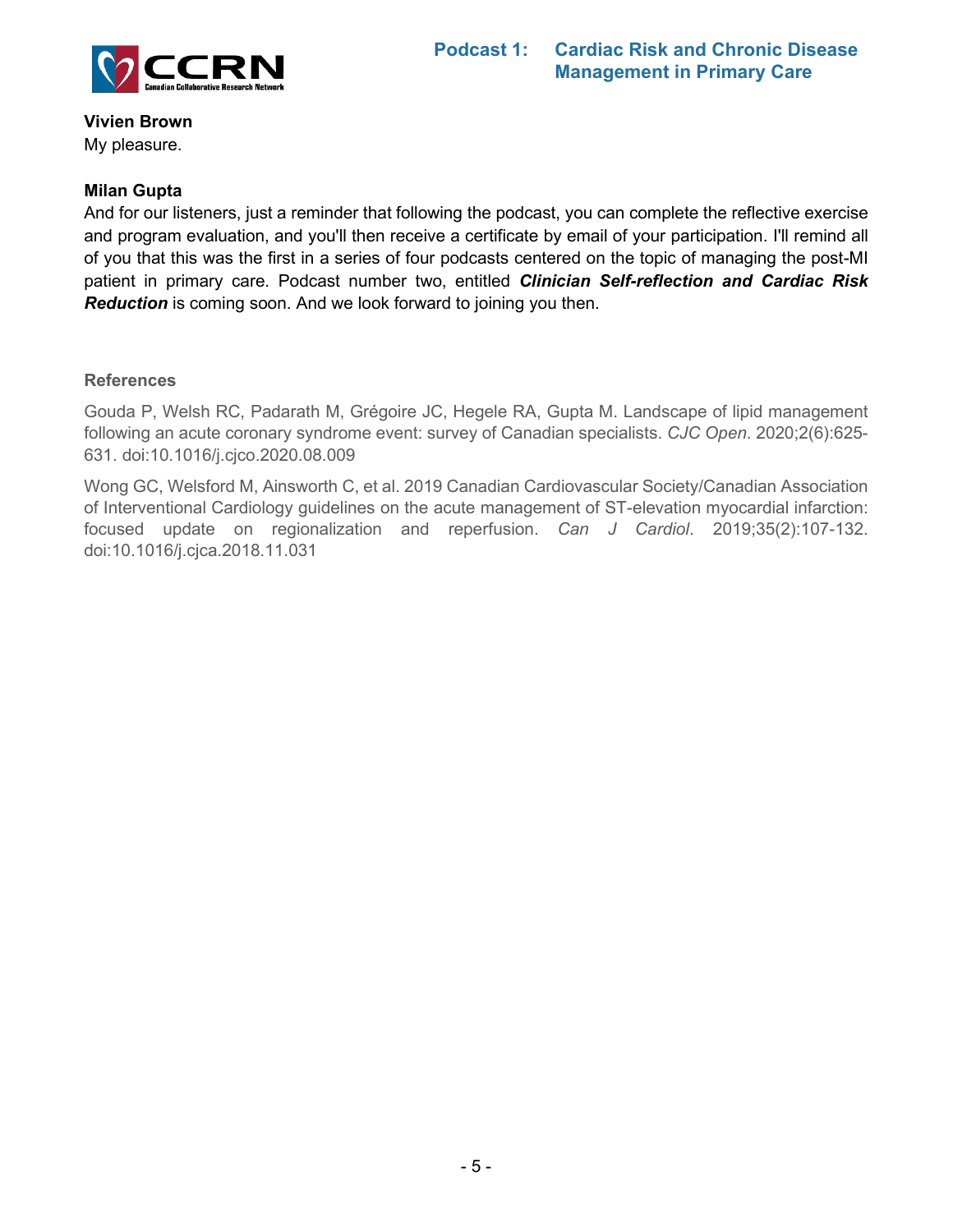**Vivien Brown**
My pleasure.

**Milan Gupta**
And for our listeners, just a reminder that following the podcast, you can complete the reflective exercise and program evaluation, and you'll then receive a certificate by email of your participation. I'll remind all of you that this was the first in a series of four podcasts centered on the topic of managing the post-MI patient in primary care. Podcast number two, entitled ***Clinician Self-reflection and Cardiac Risk Reduction*** is coming soon. And we look forward to joining you then.

## References

Gouda P, Welsh RC, Padarath M, Grégoire JC, Hegele RA, Gupta M. Landscape of lipid management following an acute coronary syndrome event: survey of Canadian specialists. *CJC Open*. 2020;2(6):625-631. doi:10.1016/j.cjco.2020.08.009

Wong GC, Welsford M, Ainsworth C, et al. 2019 Canadian Cardiovascular Society/Canadian Association of Interventional Cardiology guidelines on the acute management of ST-elevation myocardial infarction: focused update on regionalization and reperfusion. *Can J Cardiol*. 2019;35(2):107-132. doi:10.1016/j.cjca.2018.11.031